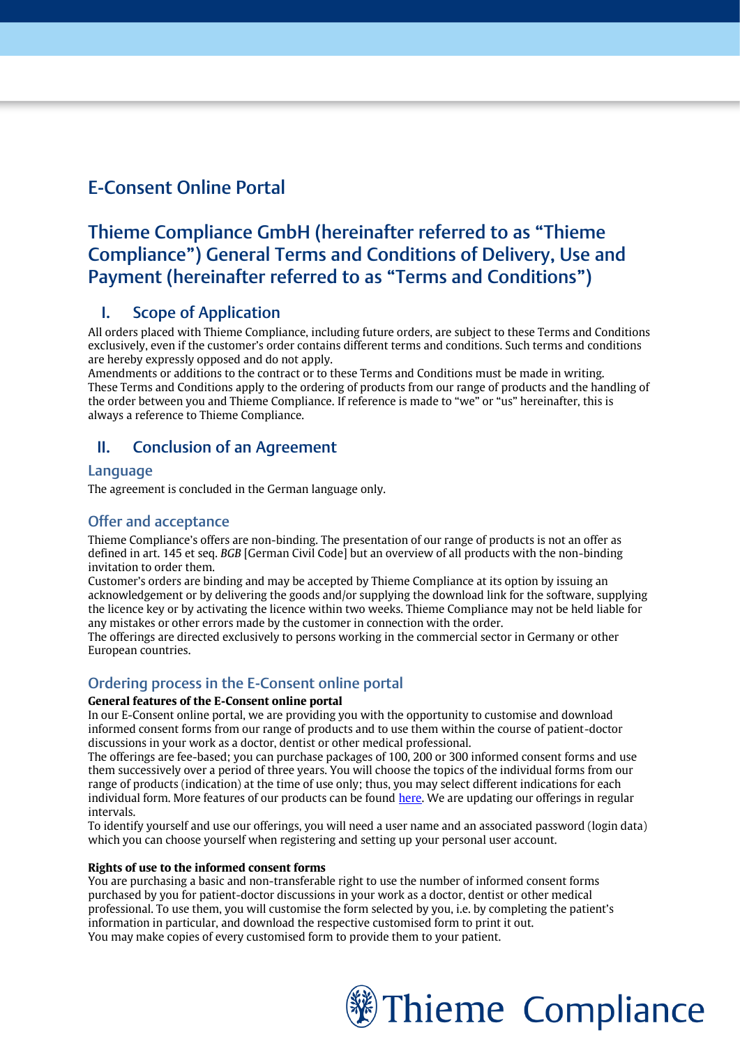# E-Consent Online Portal

# Thieme Compliance GmbH (hereinafter referred to as "Thieme Compliance") General Terms and Conditions of Delivery, Use and Payment (hereinafter referred to as "Terms and Conditions")

## I. Scope of Application

All orders placed with Thieme Compliance, including future orders, are subject to these Terms and Conditions exclusively, even if the customer's order contains different terms and conditions. Such terms and conditions are hereby expressly opposed and do not apply.
Amendments or additions to the contract or to these Terms and Conditions must be made in writing.
These Terms and Conditions apply to the ordering of products from our range of products and the handling of the order between you and Thieme Compliance. If reference is made to "we" or "us" hereinafter, this is always a reference to Thieme Compliance.

## II. Conclusion of an Agreement

### Language

The agreement is concluded in the German language only.

### Offer and acceptance

Thieme Compliance's offers are non-binding. The presentation of our range of products is not an offer as defined in art. 145 et seq. *BGB* [German Civil Code] but an overview of all products with the non-binding invitation to order them.
Customer's orders are binding and may be accepted by Thieme Compliance at its option by issuing an acknowledgement or by delivering the goods and/or supplying the download link for the software, supplying the licence key or by activating the licence within two weeks. Thieme Compliance may not be held liable for any mistakes or other errors made by the customer in connection with the order.
The offerings are directed exclusively to persons working in the commercial sector in Germany or other European countries.

### Ordering process in the E-Consent online portal

**General features of the E-Consent online portal**
In our E-Consent online portal, we are providing you with the opportunity to customise and download informed consent forms from our range of products and to use them within the course of patient-doctor discussions in your work as a doctor, dentist or other medical professional.
The offerings are fee-based; you can purchase packages of 100, 200 or 300 informed consent forms and use them successively over a period of three years. You will choose the topics of the individual forms from our range of products (indication) at the time of use only; thus, you may select different indications for each individual form. More features of our products can be found here. We are updating our offerings in regular intervals.
To identify yourself and use our offerings, you will need a user name and an associated password (login data) which you can choose yourself when registering and setting up your personal user account.

**Rights of use to the informed consent forms**
You are purchasing a basic and non-transferable right to use the number of informed consent forms purchased by you for patient-doctor discussions in your work as a doctor, dentist or other medical professional. To use them, you will customise the form selected by you, i.e. by completing the patient's information in particular, and download the respective customised form to print it out.
You may make copies of every customised form to provide them to your patient.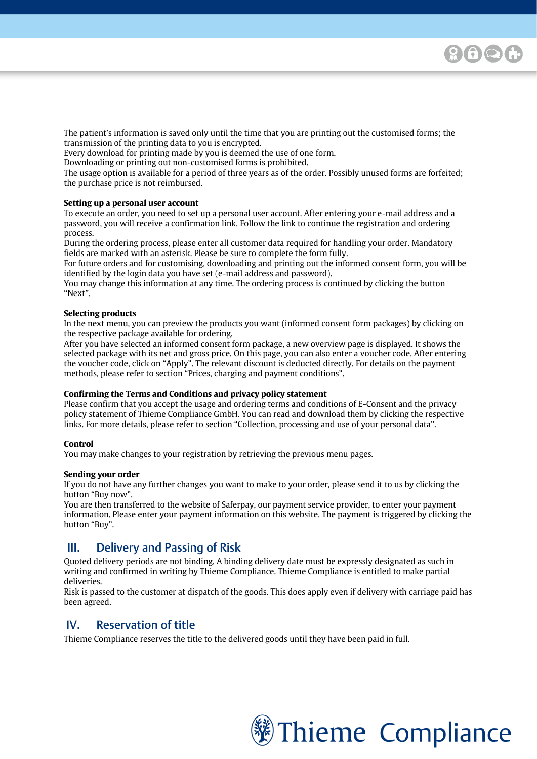The patient's information is saved only until the time that you are printing out the customised forms; the transmission of the printing data to you is encrypted.
Every download for printing made by you is deemed the use of one form.
Downloading or printing out non-customised forms is prohibited.
The usage option is available for a period of three years as of the order. Possibly unused forms are forfeited; the purchase price is not reimbursed.

**Setting up a personal user account**
To execute an order, you need to set up a personal user account. After entering your e-mail address and a password, you will receive a confirmation link. Follow the link to continue the registration and ordering process.
During the ordering process, please enter all customer data required for handling your order. Mandatory fields are marked with an asterisk. Please be sure to complete the form fully.
For future orders and for customising, downloading and printing out the informed consent form, you will be identified by the login data you have set (e-mail address and password).
You may change this information at any time. The ordering process is continued by clicking the button "Next".

**Selecting products**
In the next menu, you can preview the products you want (informed consent form packages) by clicking on the respective package available for ordering.
After you have selected an informed consent form package, a new overview page is displayed. It shows the selected package with its net and gross price. On this page, you can also enter a voucher code. After entering the voucher code, click on "Apply". The relevant discount is deducted directly. For details on the payment methods, please refer to section "Prices, charging and payment conditions".

**Confirming the Terms and Conditions and privacy policy statement**
Please confirm that you accept the usage and ordering terms and conditions of E-Consent and the privacy policy statement of Thieme Compliance GmbH. You can read and download them by clicking the respective links. For more details, please refer to section "Collection, processing and use of your personal data".

**Control**
You may make changes to your registration by retrieving the previous menu pages.

**Sending your order**
If you do not have any further changes you want to make to your order, please send it to us by clicking the button "Buy now".
You are then transferred to the website of Saferpay, our payment service provider, to enter your payment information. Please enter your payment information on this website. The payment is triggered by clicking the button "Buy".

## III. Delivery and Passing of Risk

Quoted delivery periods are not binding. A binding delivery date must be expressly designated as such in writing and confirmed in writing by Thieme Compliance. Thieme Compliance is entitled to make partial deliveries.
Risk is passed to the customer at dispatch of the goods. This does apply even if delivery with carriage paid has been agreed.

## IV. Reservation of title

Thieme Compliance reserves the title to the delivered goods until they have been paid in full.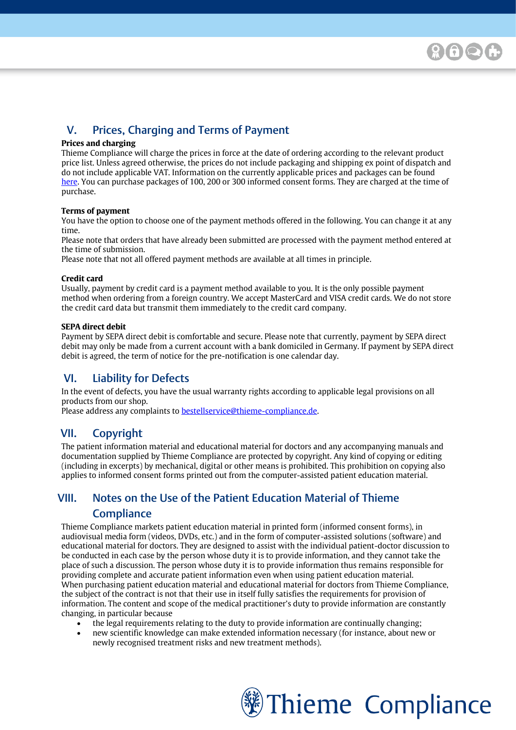## V. Prices, Charging and Terms of Payment

**Prices and charging**
Thieme Compliance will charge the prices in force at the date of ordering according to the relevant product price list. Unless agreed otherwise, the prices do not include packaging and shipping ex point of dispatch and do not include applicable VAT. Information on the currently applicable prices and packages can be found here. You can purchase packages of 100, 200 or 300 informed consent forms. They are charged at the time of purchase.

**Terms of payment**
You have the option to choose one of the payment methods offered in the following. You can change it at any time.
Please note that orders that have already been submitted are processed with the payment method entered at the time of submission.
Please note that not all offered payment methods are available at all times in principle.

**Credit card**
Usually, payment by credit card is a payment method available to you. It is the only possible payment method when ordering from a foreign country. We accept MasterCard and VISA credit cards. We do not store the credit card data but transmit them immediately to the credit card company.

**SEPA direct debit**
Payment by SEPA direct debit is comfortable and secure. Please note that currently, payment by SEPA direct debit may only be made from a current account with a bank domiciled in Germany. If payment by SEPA direct debit is agreed, the term of notice for the pre-notification is one calendar day.

## VI. Liability for Defects

In the event of defects, you have the usual warranty rights according to applicable legal provisions on all products from our shop.
Please address any complaints to bestellservice@thieme-compliance.de.

## VII. Copyright

The patient information material and educational material for doctors and any accompanying manuals and documentation supplied by Thieme Compliance are protected by copyright. Any kind of copying or editing (including in excerpts) by mechanical, digital or other means is prohibited. This prohibition on copying also applies to informed consent forms printed out from the computer-assisted patient education material.

## VIII. Notes on the Use of the Patient Education Material of Thieme Compliance

Thieme Compliance markets patient education material in printed form (informed consent forms), in audiovisual media form (videos, DVDs, etc.) and in the form of computer-assisted solutions (software) and educational material for doctors. They are designed to assist with the individual patient-doctor discussion to be conducted in each case by the person whose duty it is to provide information, and they cannot take the place of such a discussion. The person whose duty it is to provide information thus remains responsible for providing complete and accurate patient information even when using patient education material.
When purchasing patient education material and educational material for doctors from Thieme Compliance, the subject of the contract is not that their use in itself fully satisfies the requirements for provision of information. The content and scope of the medical practitioner's duty to provide information are constantly changing, in particular because

- the legal requirements relating to the duty to provide information are continually changing;
- new scientific knowledge can make extended information necessary (for instance, about new or newly recognised treatment risks and new treatment methods).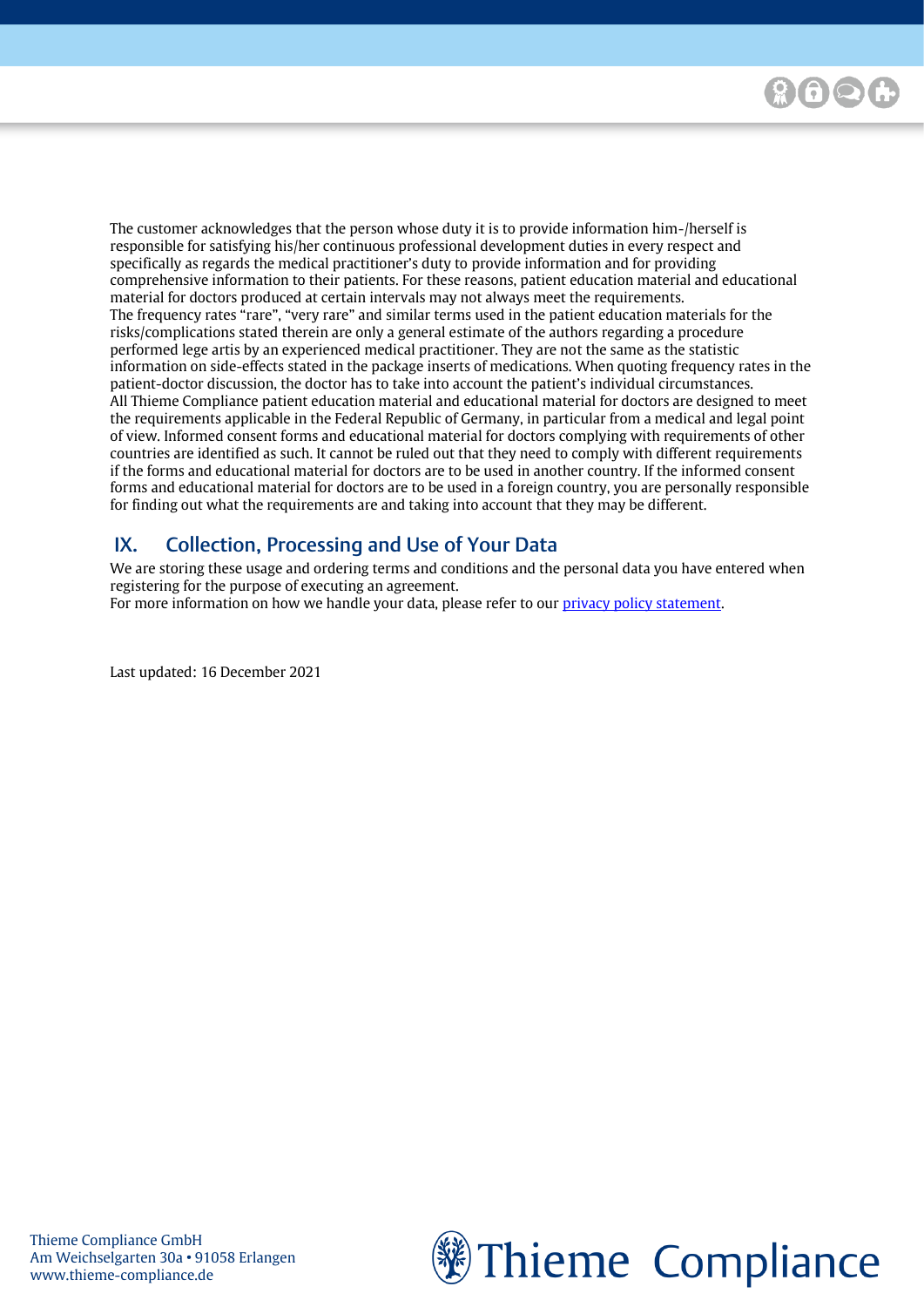The customer acknowledges that the person whose duty it is to provide information him-/herself is responsible for satisfying his/her continuous professional development duties in every respect and specifically as regards the medical practitioner's duty to provide information and for providing comprehensive information to their patients. For these reasons, patient education material and educational material for doctors produced at certain intervals may not always meet the requirements.
The frequency rates "rare", "very rare" and similar terms used in the patient education materials for the risks/complications stated therein are only a general estimate of the authors regarding a procedure performed lege artis by an experienced medical practitioner. They are not the same as the statistic information on side-effects stated in the package inserts of medications. When quoting frequency rates in the patient-doctor discussion, the doctor has to take into account the patient's individual circumstances.
All Thieme Compliance patient education material and educational material for doctors are designed to meet the requirements applicable in the Federal Republic of Germany, in particular from a medical and legal point of view. Informed consent forms and educational material for doctors complying with requirements of other countries are identified as such. It cannot be ruled out that they need to comply with different requirements if the forms and educational material for doctors are to be used in another country. If the informed consent forms and educational material for doctors are to be used in a foreign country, you are personally responsible for finding out what the requirements are and taking into account that they may be different.

## IX. Collection, Processing and Use of Your Data

We are storing these usage and ordering terms and conditions and the personal data you have entered when registering for the purpose of executing an agreement.
For more information on how we handle your data, please refer to our [privacy policy statement](#).

Last updated: 16 December 2021

Thieme Compliance GmbH
Am Weichselgarten 30a • 91058 Erlangen
www.thieme-compliance.de